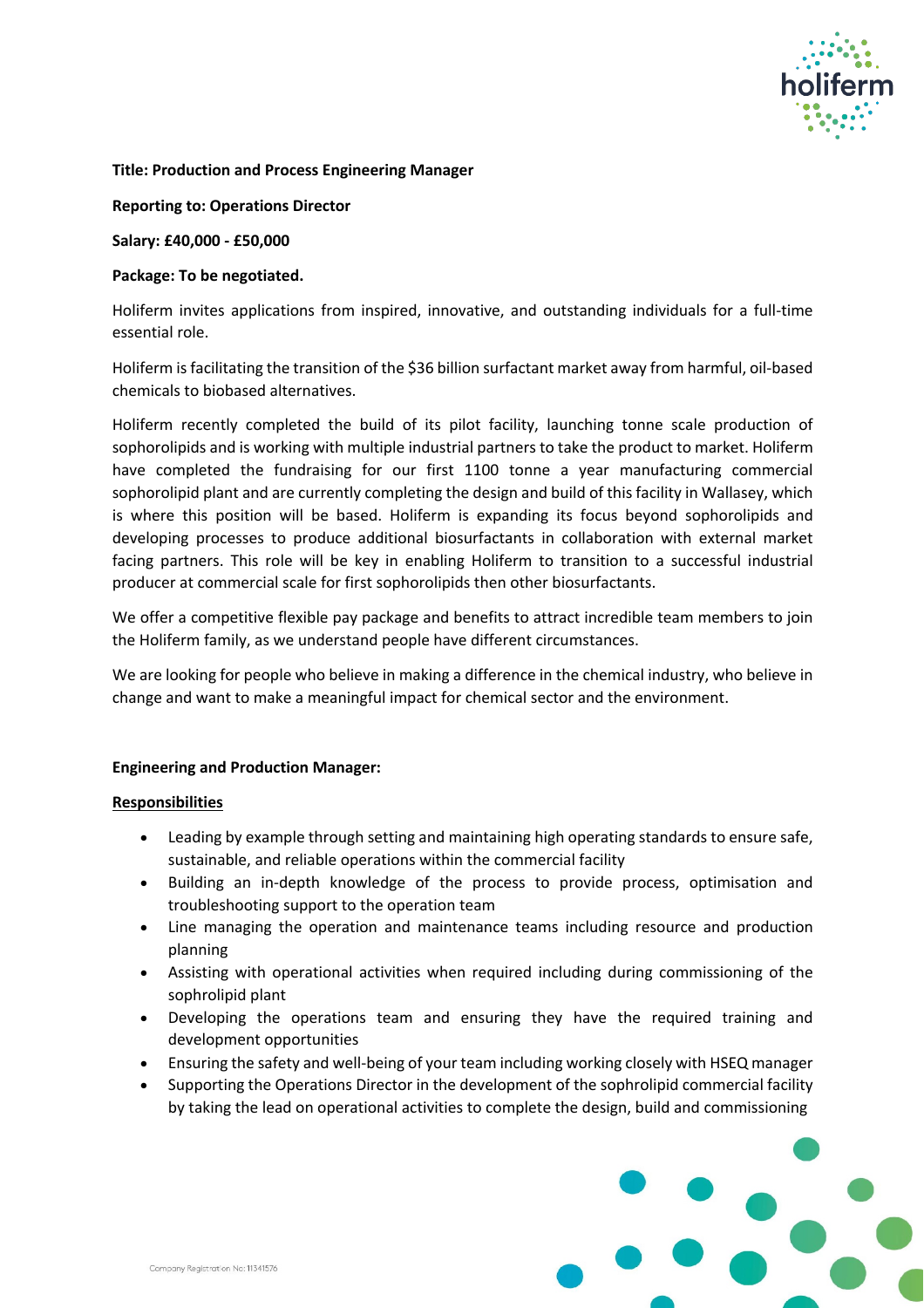**Title: Production and Process Engineering Manager**

**Reporting to: Operations Director**

**Salary: £40,000 - £50,000**

**Package: To be negotiated.**

Holiferm invites applications from inspired, innovative, and outstanding individuals for a full-time essential role.

Holiferm is facilitating the transition of the $36 billion surfactant market away from harmful, oil-based chemicals to biobased alternatives.

Holiferm recently completed the build of its pilot facility, launching tonne scale production of sophorolipids and is working with multiple industrial partners to take the product to market. Holiferm have completed the fundraising for our first 1100 tonne a year manufacturing commercial sophorolipid plant and are currently completing the design and build of this facility in Wallasey, which is where this position will be based. Holiferm is expanding its focus beyond sophorolipids and developing processes to produce additional biosurfactants in collaboration with external market facing partners. This role will be key in enabling Holiferm to transition to a successful industrial producer at commercial scale for first sophorolipids then other biosurfactants.

We offer a competitive flexible pay package and benefits to attract incredible team members to join the Holiferm family, as we understand people have different circumstances.

We are looking for people who believe in making a difference in the chemical industry, who believe in change and want to make a meaningful impact for chemical sector and the environment.

**Engineering and Production Manager:**

**Responsibilities**

- Leading by example through setting and maintaining high operating standards to ensure safe, sustainable, and reliable operations within the commercial facility
- Building an in-depth knowledge of the process to provide process, optimisation and troubleshooting support to the operation team
- Line managing the operation and maintenance teams including resource and production planning
- Assisting with operational activities when required including during commissioning of the sophrolipid plant
- Developing the operations team and ensuring they have the required training and development opportunities
- Ensuring the safety and well-being of your team including working closely with HSEQ manager
- Supporting the Operations Director in the development of the sophrolipid commercial facility by taking the lead on operational activities to complete the design, build and commissioning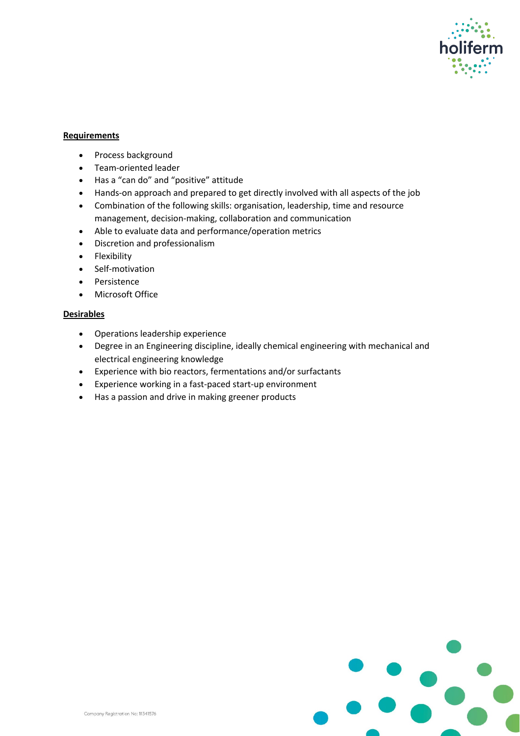**Requirements**

- Process background
- Team-oriented leader
- Has a "can do" and "positive" attitude
- Hands-on approach and prepared to get directly involved with all aspects of the job
- Combination of the following skills: organisation, leadership, time and resource management, decision-making, collaboration and communication
- Able to evaluate data and performance/operation metrics
- Discretion and professionalism
- Flexibility
- Self-motivation
- Persistence
- Microsoft Office

**Desirables**

- Operations leadership experience
- Degree in an Engineering discipline, ideally chemical engineering with mechanical and electrical engineering knowledge
- Experience with bio reactors, fermentations and/or surfactants
- Experience working in a fast-paced start-up environment
- Has a passion and drive in making greener products